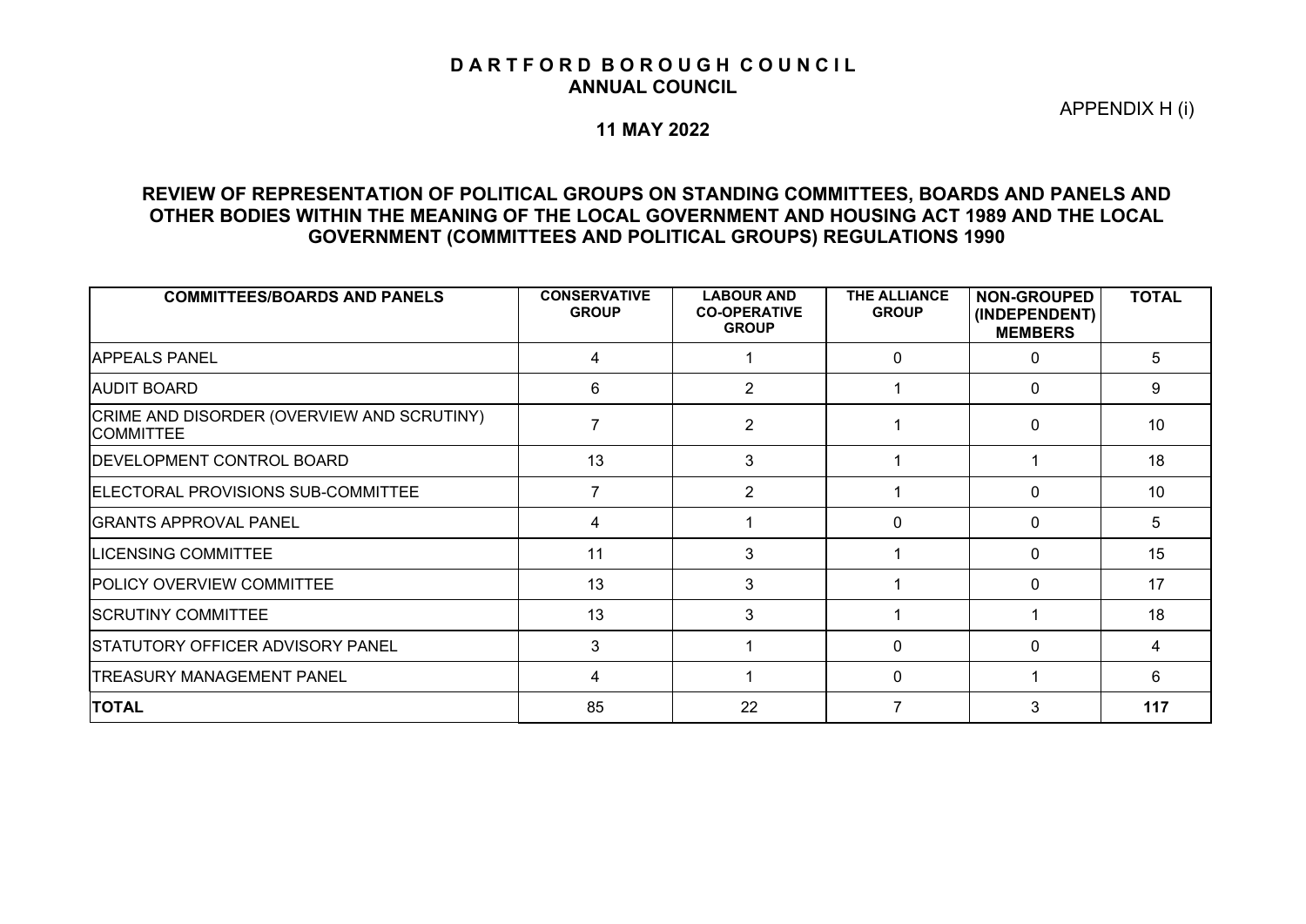# D A R T F O R D B O R O U G H C O U N C I L
## ANNUAL COUNCIL

APPENDIX H (i)

**11 MAY 2022**

## REVIEW OF REPRESENTATION OF POLITICAL GROUPS ON STANDING COMMITTEES, BOARDS AND PANELS AND OTHER BODIES WITHIN THE MEANING OF THE LOCAL GOVERNMENT AND HOUSING ACT 1989 AND THE LOCAL GOVERNMENT (COMMITTEES AND POLITICAL GROUPS) REGULATIONS 1990

| COMMITTEES/BOARDS AND PANELS | CONSERVATIVE GROUP | LABOUR AND CO-OPERATIVE GROUP | THE ALLIANCE GROUP | NON-GROUPED (INDEPENDENT) MEMBERS | TOTAL |
|---|---|---|---|---|---|
| APPEALS PANEL | 4 | 1 | 0 | 0 | 5 |
| AUDIT BOARD | 6 | 2 | 1 | 0 | 9 |
| CRIME AND DISORDER (OVERVIEW AND SCRUTINY) COMMITTEE | 7 | 2 | 1 | 0 | 10 |
| DEVELOPMENT CONTROL BOARD | 13 | 3 | 1 | 1 | 18 |
| ELECTORAL PROVISIONS SUB-COMMITTEE | 7 | 2 | 1 | 0 | 10 |
| GRANTS APPROVAL PANEL | 4 | 1 | 0 | 0 | 5 |
| LICENSING COMMITTEE | 11 | 3 | 1 | 0 | 15 |
| POLICY OVERVIEW COMMITTEE | 13 | 3 | 1 | 0 | 17 |
| SCRUTINY COMMITTEE | 13 | 3 | 1 | 1 | 18 |
| STATUTORY OFFICER ADVISORY PANEL | 3 | 1 | 0 | 0 | 4 |
| TREASURY MANAGEMENT PANEL | 4 | 1 | 0 | 1 | 6 |
| **TOTAL** | 85 | 22 | 7 | 3 | **117** |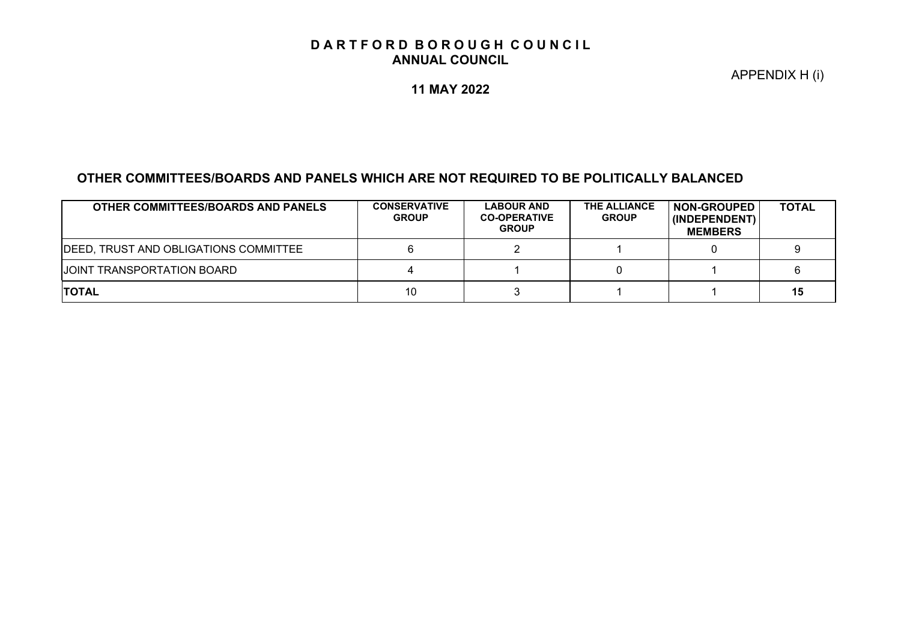# DARTFORD BOROUGH COUNCIL
## ANNUAL COUNCIL

APPENDIX H (i)

**11 MAY 2022**

## OTHER COMMITTEES/BOARDS AND PANELS WHICH ARE NOT REQUIRED TO BE POLITICALLY BALANCED

| OTHER COMMITTEES/BOARDS AND PANELS | CONSERVATIVE GROUP | LABOUR AND CO-OPERATIVE GROUP | THE ALLIANCE GROUP | NON-GROUPED (INDEPENDENT) MEMBERS | TOTAL |
|---|---|---|---|---|---|
| DEED, TRUST AND OBLIGATIONS COMMITTEE | 6 | 2 | 1 | 0 | 9 |
| JOINT TRANSPORTATION BOARD | 4 | 1 | 0 | 1 | 6 |
| **TOTAL** | 10 | 3 | 1 | 1 | **15** |